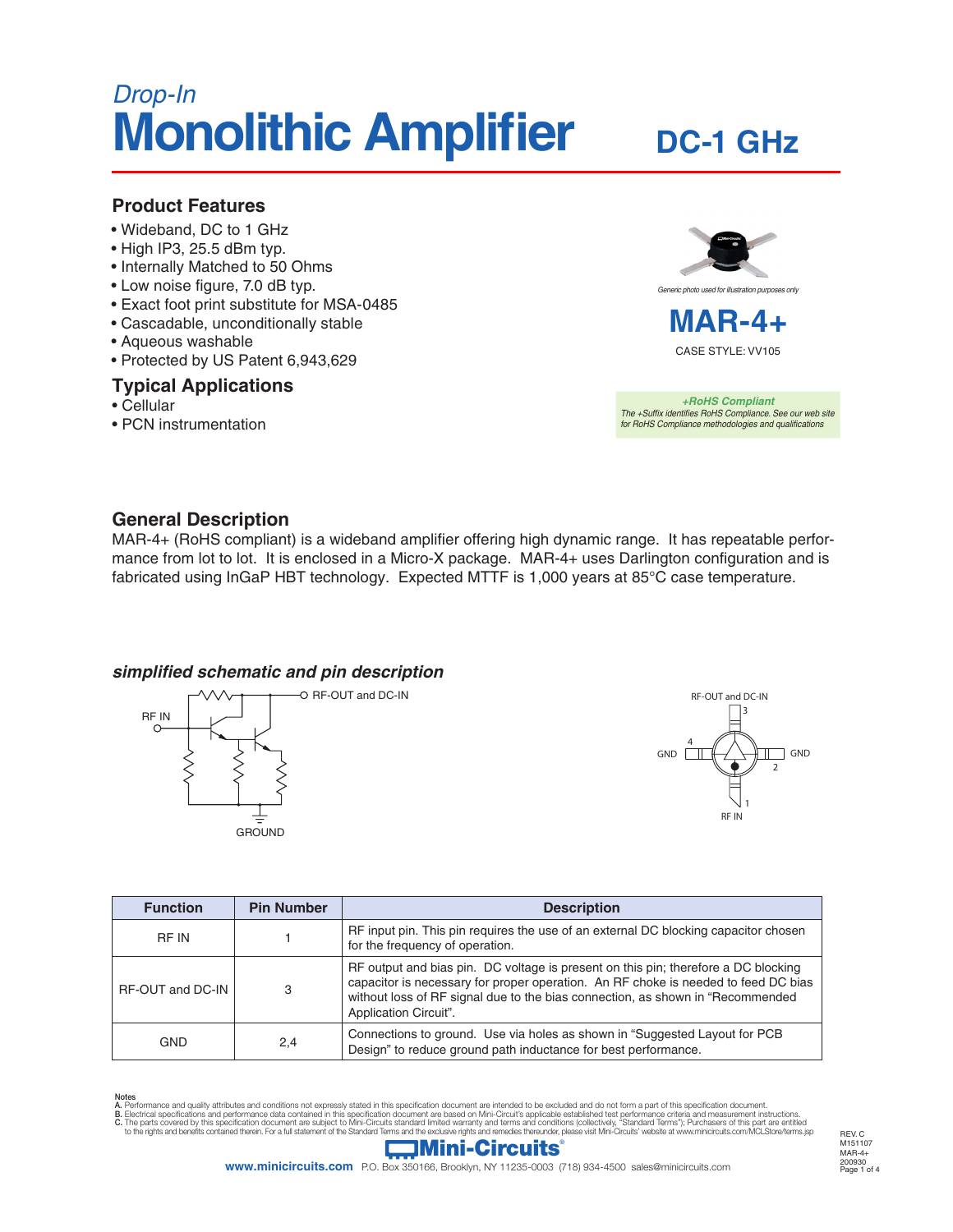*Drop-In*

# Monolithic Amplifier

## DC-1 GHz

### Product Features

- Wideband, DC to 1 GHz
- High IP3, 25.5 dBm typ.
- Internally Matched to 50 Ohms
- Low noise figure, 7.0 dB typ.
- Exact foot print substitute for MSA-0485
- Cascadable, unconditionally stable
- Aqueous washable
- Protected by US Patent 6,943,629

### Typical Applications

- Cellular
- PCN instrumentation

*Generic photo used for illustration purposes only*

**MAR-4+**

CASE STYLE: VV105

***+RoHS Compliant***
*The +Suffix identifies RoHS Compliance. See our web site for RoHS Compliance methodologies and qualifications*

### General Description

MAR-4+ (RoHS compliant) is a wideband amplifier offering high dynamic range. It has repeatable performance from lot to lot. It is enclosed in a Micro-X package. MAR-4+ uses Darlington configuration and is fabricated using InGaP HBT technology. Expected MTTF is 1,000 years at 85°C case temperature.

### *simplified schematic and pin description*

RF IN — RF-OUT and DC-IN — GROUND

RF-OUT and DC-IN (3), GND (4), GND (2), RF IN (1)

| Function | Pin Number | Description |
|---|---|---|
| RF IN | 1 | RF input pin. This pin requires the use of an external DC blocking capacitor chosen for the frequency of operation. |
| RF-OUT and DC-IN | 3 | RF output and bias pin. DC voltage is present on this pin; therefore a DC blocking capacitor is necessary for proper operation. An RF choke is needed to feed DC bias without loss of RF signal due to the bias connection, as shown in "Recommended Application Circuit". |
| GND | 2,4 | Connections to ground. Use via holes as shown in "Suggested Layout for PCB Design" to reduce ground path inductance for best performance. |

Notes
**A.** Performance and quality attributes and conditions not expressly stated in this specification document are intended to be excluded and do not form a part of this specification document.
**B.** Electrical specifications and performance data contained in this specification document are based on Mini-Circuit's applicable established test performance criteria and measurement instructions.
**C.** The parts covered by this specification document are subject to Mini-Circuits standard limited warranty and terms and conditions (collectively, "Standard Terms"); Purchasers of this part are entitled to the rights and benefits contained therein. For a full statement of the Standard Terms and the exclusive rights and remedies thereunder, please visit Mini-Circuits' website at www.minicircuits.com/MCLStore/terms.jsp

Mini-Circuits®

**www.minicircuits.com** P.O. Box 350166, Brooklyn, NY 11235-0003 (718) 934-4500 sales@minicircuits.com

REV. C
M151107
MAR-4+
200930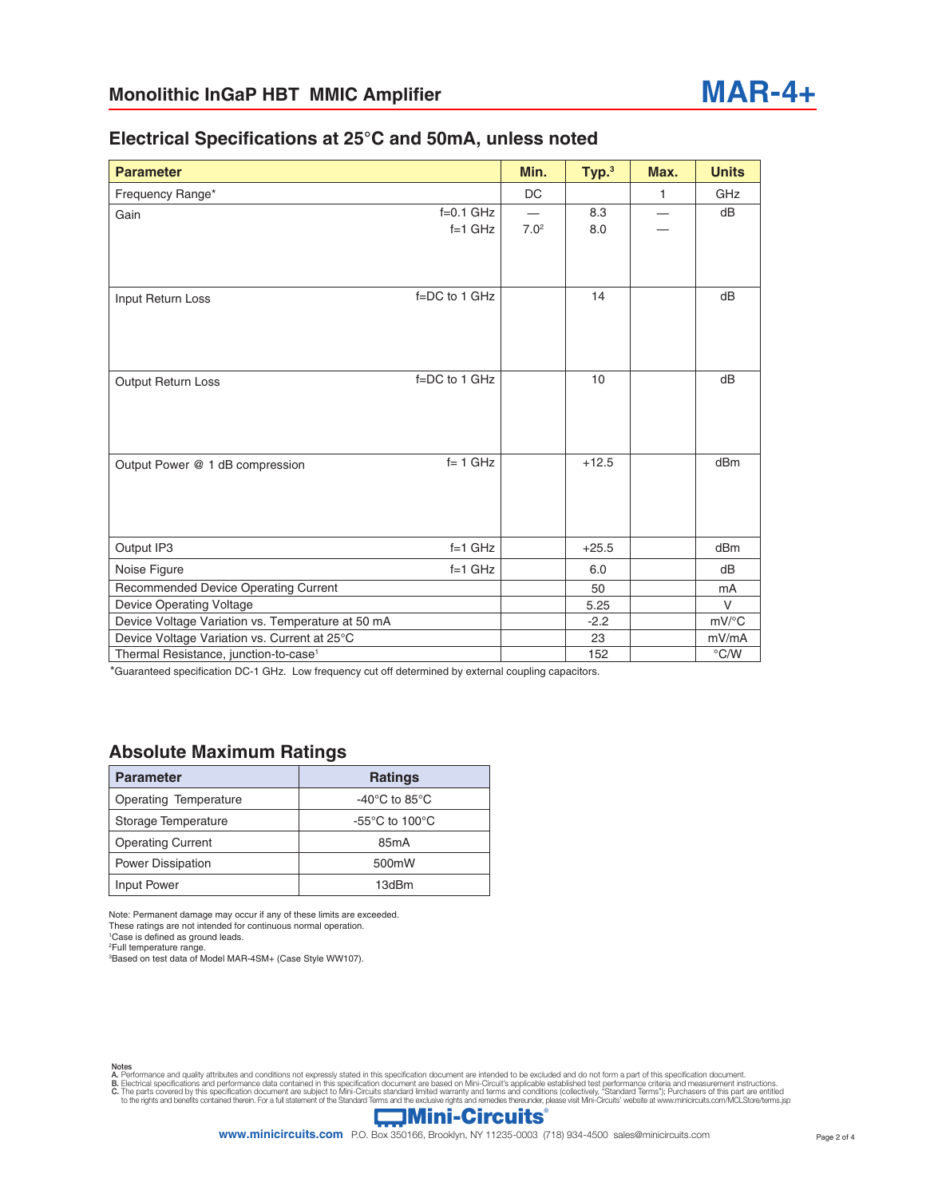## Monolithic InGaP HBT MMIC Amplifier

# MAR-4+

### Electrical Specifications at 25°C and 50mA, unless noted

| Parameter | | Min. | Typ.[3] | Max. | Units |
|---|---|---|---|---|---|
| Frequency Range* | | DC | | 1 | GHz |
| Gain | f=0.1 GHz | — | 8.3 | — | dB |
| | f=1 GHz | 7.0[2] | 8.0 | — | |
| Input Return Loss | f=DC to 1 GHz | | 14 | | dB |
| Output Return Loss | f=DC to 1 GHz | | 10 | | dB |
| Output Power @ 1 dB compression | f= 1 GHz | | +12.5 | | dBm |
| Output IP3 | f=1 GHz | | +25.5 | | dBm |
| Noise Figure | f=1 GHz | | 6.0 | | dB |
| Recommended Device Operating Current | | | 50 | | mA |
| Device Operating Voltage | | | 5.25 | | V |
| Device Voltage Variation vs. Temperature at 50 mA | | | -2.2 | | mV/°C |
| Device Voltage Variation vs. Current at 25°C | | | 23 | | mV/mA |
| Thermal Resistance, junction-to-case[1] | | | 152 | | °C/W |

*Guaranteed specification DC-1 GHz. Low frequency cut off determined by external coupling capacitors.

### Absolute Maximum Ratings

| Parameter | Ratings |
|---|---|
| Operating Temperature | -40°C to 85°C |
| Storage Temperature | -55°C to 100°C |
| Operating Current | 85mA |
| Power Dissipation | 500mW |
| Input Power | 13dBm |

Note: Permanent damage may occur if any of these limits are exceeded.
These ratings are not intended for continuous normal operation.
[1]Case is defined as ground leads.
[2]Full temperature range.
[3]Based on test data of Model MAR-4SM+ (Case Style WW107).

Notes
**A.** Performance and quality attributes and conditions not expressly stated in this specification document are intended to be excluded and do not form a part of this specification document.
**B.** Electrical specifications and performance data contained in this specification document are based on Mini-Circuit's applicable established test performance criteria and measurement instructions.
**C.** The parts covered by this specification document are subject to Mini-Circuits standard limited warranty and terms and conditions (collectively, "Standard Terms"); Purchasers of this part are entitled to the rights and benefits contained therein. For a full statement of the Standard Terms and the exclusive rights and remedies thereunder, please visit Mini-Circuits' website at www.minicircuits.com/MCLStore/terms.jsp

Mini-Circuits®

**www.minicircuits.com** P.O. Box 350166, Brooklyn, NY 11235-0003 (718) 934-4500 sales@minicircuits.com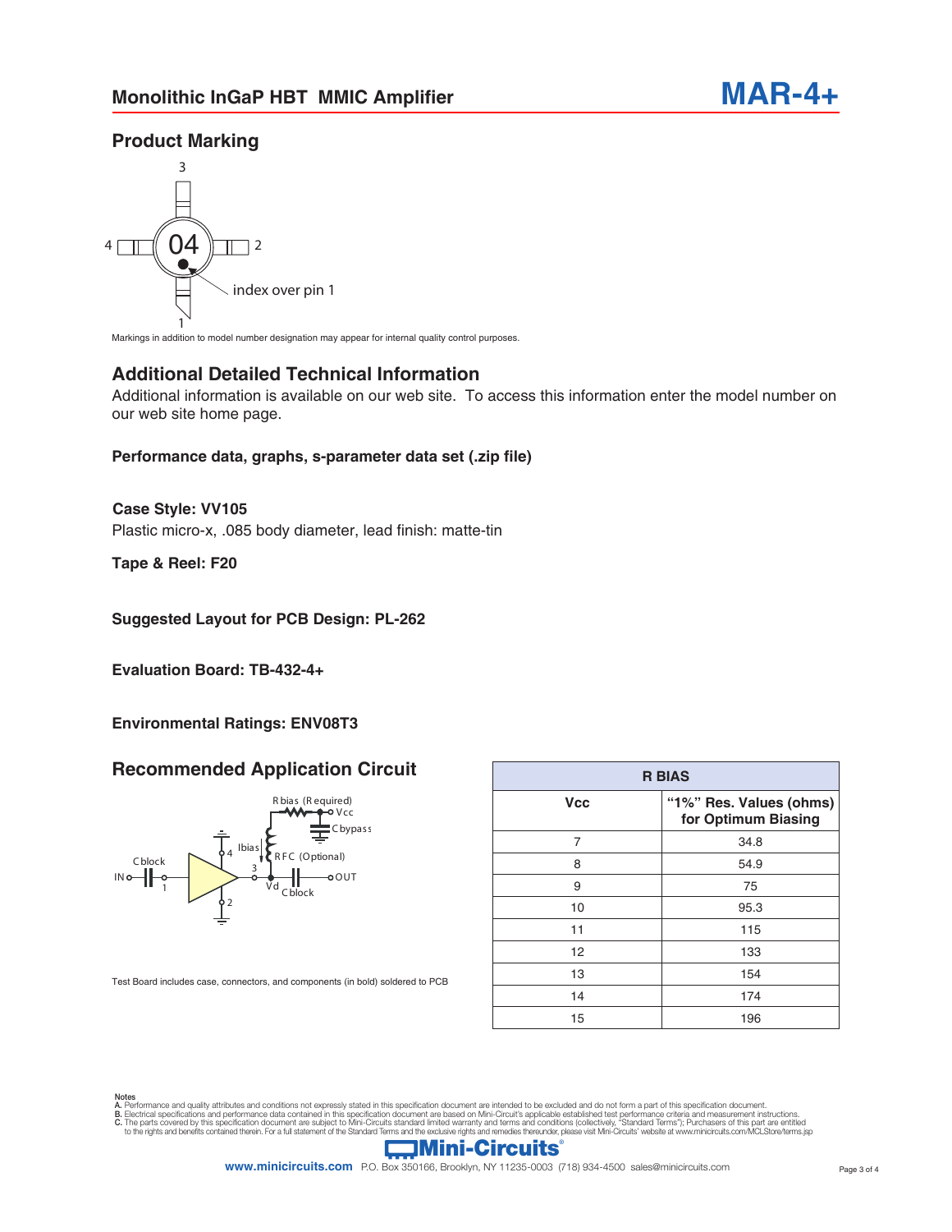## Product Marking

Markings in addition to model number designation may appear for internal quality control purposes.

## Additional Detailed Technical Information

Additional information is available on our web site. To access this information enter the model number on our web site home page.

**Performance data, graphs, s-parameter data set (.zip file)**

**Case Style: VV105**

Plastic micro-x, .085 body diameter, lead finish: matte-tin

**Tape & Reel: F20**

**Suggested Layout for PCB Design: PL-262**

**Evaluation Board: TB-432-4+**

**Environmental Ratings: ENV08T3**

## Recommended Application Circuit

Test Board includes case, connectors, and components (in bold) soldered to PCB

| R BIAS | |
|---|---|
| Vcc | "1%" Res. Values (ohms) for Optimum Biasing |
| 7 | 34.8 |
| 8 | 54.9 |
| 9 | 75 |
| 10 | 95.3 |
| 11 | 115 |
| 12 | 133 |
| 13 | 154 |
| 14 | 174 |
| 15 | 196 |

Notes

A. Performance and quality attributes and conditions not expressly stated in this specification document are intended to be excluded and do not form a part of this specification document.
B. Electrical specifications and performance data contained in this specification document are based on Mini-Circuit's applicable established test performance criteria and measurement instructions.
C. The parts covered by this specification document are subject to Mini-Circuits standard limited warranty and terms and conditions (collectively, "Standard Terms"); Purchasers of this part are entitled to the rights and benefits contained therein. For a full statement of the Standard Terms and the exclusive rights and remedies thereunder, please visit Mini-Circuits' website at www.minicircuits.com/MCLStore/terms.jsp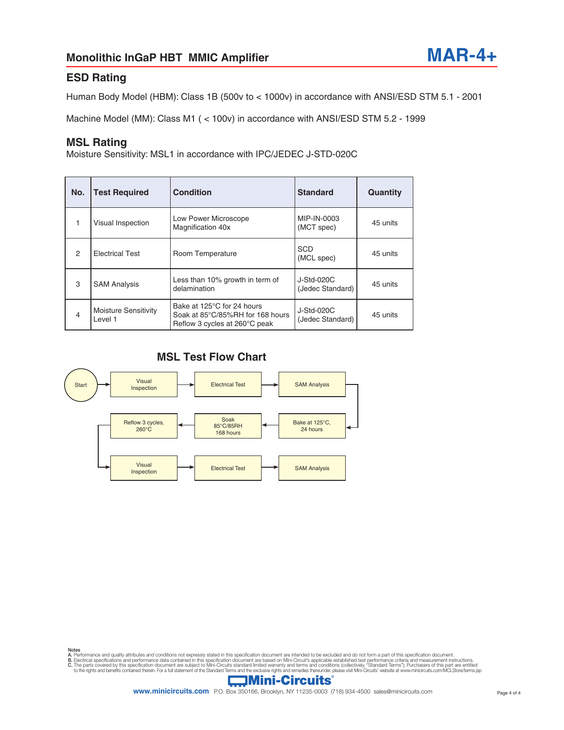## ESD Rating

Human Body Model (HBM): Class 1B (500v to < 1000v) in accordance with ANSI/ESD STM 5.1 - 2001

Machine Model (MM): Class M1 ( < 100v) in accordance with ANSI/ESD STM 5.2 - 1999

## MSL Rating

Moisture Sensitivity: MSL1 in accordance with IPC/JEDEC J-STD-020C

| No. | Test Required | Condition | Standard | Quantity |
|---|---|---|---|---|
| 1 | Visual Inspection | Low Power Microscope Magnification 40x | MIP-IN-0003 (MCT spec) | 45 units |
| 2 | Electrical Test | Room Temperature | SCD (MCL spec) | 45 units |
| 3 | SAM Analysis | Less than 10% growth in term of delamination | J-Std-020C (Jedec Standard) | 45 units |
| 4 | Moisture Sensitivity Level 1 | Bake at 125°C for 24 hours<br>Soak at 85°C/85%RH for 168 hours<br>Reflow 3 cycles at 260°C peak | J-Std-020C (Jedec Standard) | 45 units |

### MSL Test Flow Chart

Start
Visual Inspection
Electrical Test
SAM Analysis
Bake at 125°C, 24 hours
Soak 85°C/85RH 168 hours
Reflow 3 cycles, 260°C
Visual Inspection
Electrical Test
SAM Analysis

Notes
A. Performance and quality attributes and conditions not expressly stated in this specification document are intended to be excluded and do not form a part of this specification document.
B. Electrical specifications and performance data contained in this specification document are based on Mini-Circuit's applicable established test performance criteria and measurement instructions.
C. The parts covered by this specification document are subject to Mini-Circuits standard limited warranty and terms and conditions (collectively, "Standard Terms"); Purchasers of this part are entitled to the rights and benefits contained therein. For a full statement of the Standard Terms and the exclusive rights and remedies thereunder, please visit Mini-Circuits' website at www.minicircuits.com/MCLStore/terms.jsp